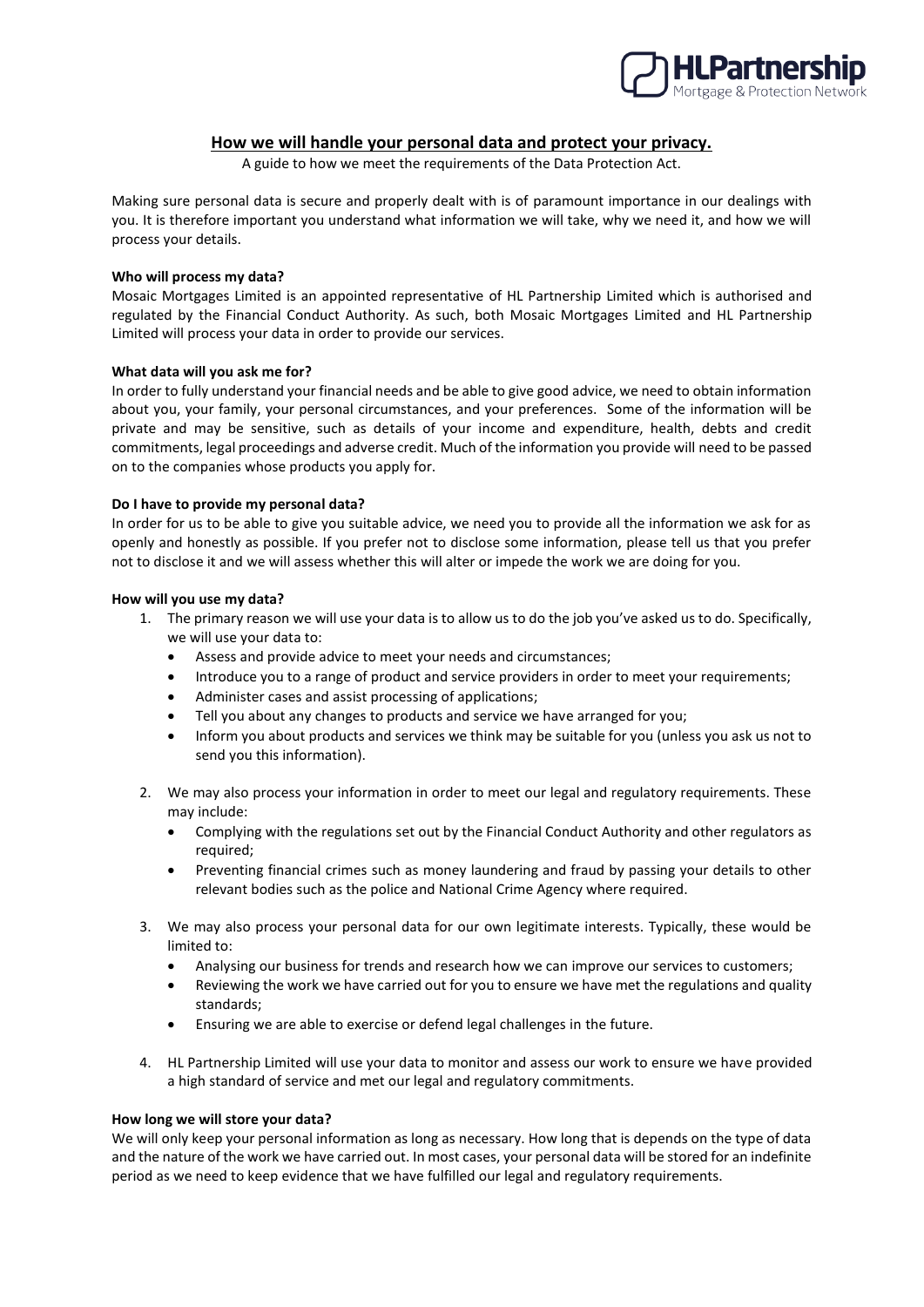# How we will handle your personal data and protect your privacy.

A guide to how we meet the requirements of the Data Protection Act.

Making sure personal data is secure and properly dealt with is of paramount importance in our dealings with you. It is therefore important you understand what information we will take, why we need it, and how we will process your details.

**Who will process my data?**
Mosaic Mortgages Limited is an appointed representative of HL Partnership Limited which is authorised and regulated by the Financial Conduct Authority. As such, both Mosaic Mortgages Limited and HL Partnership Limited will process your data in order to provide our services.

**What data will you ask me for?**
In order to fully understand your financial needs and be able to give good advice, we need to obtain information about you, your family, your personal circumstances, and your preferences. Some of the information will be private and may be sensitive, such as details of your income and expenditure, health, debts and credit commitments, legal proceedings and adverse credit. Much of the information you provide will need to be passed on to the companies whose products you apply for.

**Do I have to provide my personal data?**
In order for us to be able to give you suitable advice, we need you to provide all the information we ask for as openly and honestly as possible. If you prefer not to disclose some information, please tell us that you prefer not to disclose it and we will assess whether this will alter or impede the work we are doing for you.

**How will you use my data?**

1. The primary reason we will use your data is to allow us to do the job you've asked us to do. Specifically, we will use your data to:
   - Assess and provide advice to meet your needs and circumstances;
   - Introduce you to a range of product and service providers in order to meet your requirements;
   - Administer cases and assist processing of applications;
   - Tell you about any changes to products and service we have arranged for you;
   - Inform you about products and services we think may be suitable for you (unless you ask us not to send you this information).

2. We may also process your information in order to meet our legal and regulatory requirements. These may include:
   - Complying with the regulations set out by the Financial Conduct Authority and other regulators as required;
   - Preventing financial crimes such as money laundering and fraud by passing your details to other relevant bodies such as the police and National Crime Agency where required.

3. We may also process your personal data for our own legitimate interests. Typically, these would be limited to:
   - Analysing our business for trends and research how we can improve our services to customers;
   - Reviewing the work we have carried out for you to ensure we have met the regulations and quality standards;
   - Ensuring we are able to exercise or defend legal challenges in the future.

4. HL Partnership Limited will use your data to monitor and assess our work to ensure we have provided a high standard of service and met our legal and regulatory commitments.

**How long we will store your data?**
We will only keep your personal information as long as necessary. How long that is depends on the type of data and the nature of the work we have carried out. In most cases, your personal data will be stored for an indefinite period as we need to keep evidence that we have fulfilled our legal and regulatory requirements.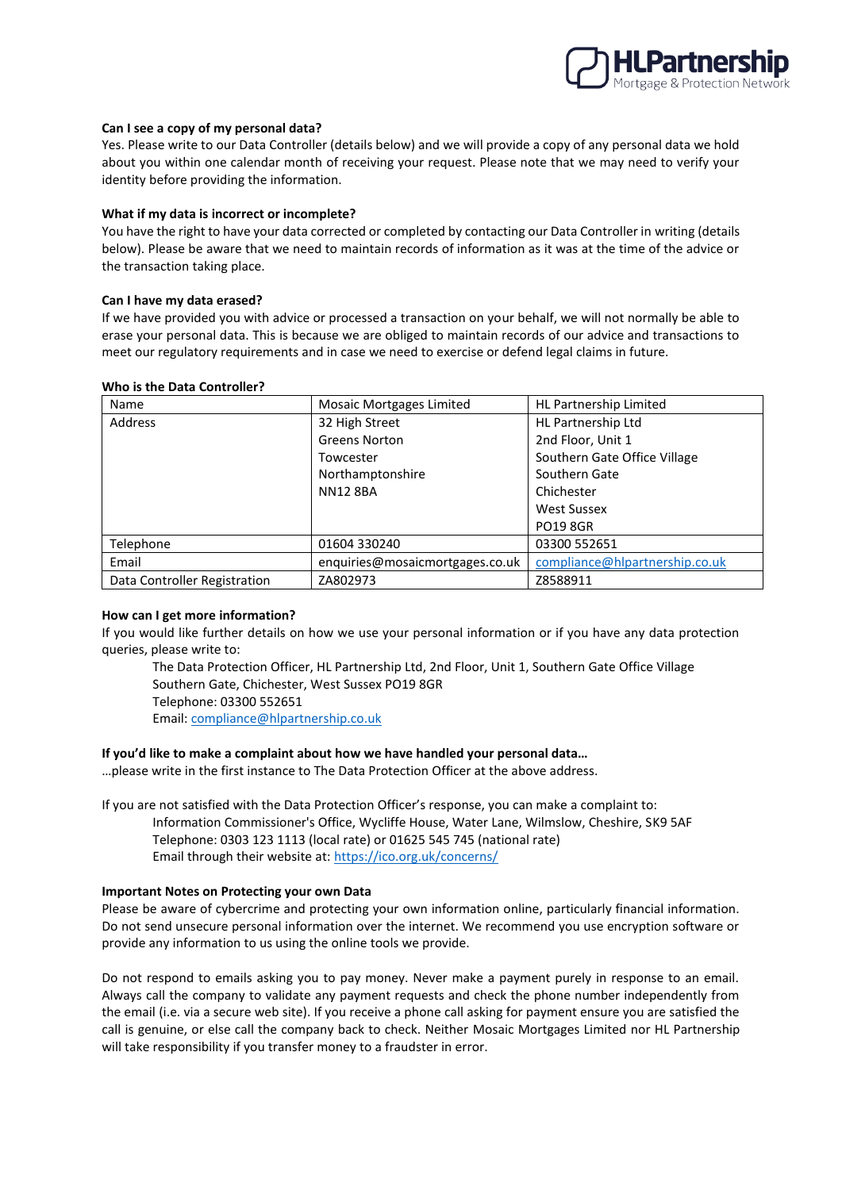**Can I see a copy of my personal data?**

Yes. Please write to our Data Controller (details below) and we will provide a copy of any personal data we hold about you within one calendar month of receiving your request. Please note that we may need to verify your identity before providing the information.

**What if my data is incorrect or incomplete?**

You have the right to have your data corrected or completed by contacting our Data Controller in writing (details below). Please be aware that we need to maintain records of information as it was at the time of the advice or the transaction taking place.

**Can I have my data erased?**

If we have provided you with advice or processed a transaction on your behalf, we will not normally be able to erase your personal data. This is because we are obliged to maintain records of our advice and transactions to meet our regulatory requirements and in case we need to exercise or defend legal claims in future.

**Who is the Data Controller?**

| | | |
|---|---|---|
| Name | Mosaic Mortgages Limited | HL Partnership Limited |
| Address | 32 High Street<br>Greens Norton<br>Towcester<br>Northamptonshire<br>NN12 8BA | HL Partnership Ltd<br>2nd Floor, Unit 1<br>Southern Gate Office Village<br>Southern Gate<br>Chichester<br>West Sussex<br>PO19 8GR |
| Telephone | 01604 330240 | 03300 552651 |
| Email | enquiries@mosaicmortgages.co.uk | compliance@hlpartnership.co.uk |
| Data Controller Registration | ZA802973 | Z8588911 |

**How can I get more information?**

If you would like further details on how we use your personal information or if you have any data protection queries, please write to:

The Data Protection Officer, HL Partnership Ltd, 2nd Floor, Unit 1, Southern Gate Office Village
Southern Gate, Chichester, West Sussex PO19 8GR
Telephone: 03300 552651
Email: compliance@hlpartnership.co.uk

**If you'd like to make a complaint about how we have handled your personal data…**

…please write in the first instance to The Data Protection Officer at the above address.

If you are not satisfied with the Data Protection Officer's response, you can make a complaint to:

Information Commissioner's Office, Wycliffe House, Water Lane, Wilmslow, Cheshire, SK9 5AF
Telephone: 0303 123 1113 (local rate) or 01625 545 745 (national rate)
Email through their website at: https://ico.org.uk/concerns/

**Important Notes on Protecting your own Data**

Please be aware of cybercrime and protecting your own information online, particularly financial information. Do not send unsecure personal information over the internet. We recommend you use encryption software or provide any information to us using the online tools we provide.

Do not respond to emails asking you to pay money. Never make a payment purely in response to an email. Always call the company to validate any payment requests and check the phone number independently from the email (i.e. via a secure web site). If you receive a phone call asking for payment ensure you are satisfied the call is genuine, or else call the company back to check. Neither Mosaic Mortgages Limited nor HL Partnership will take responsibility if you transfer money to a fraudster in error.